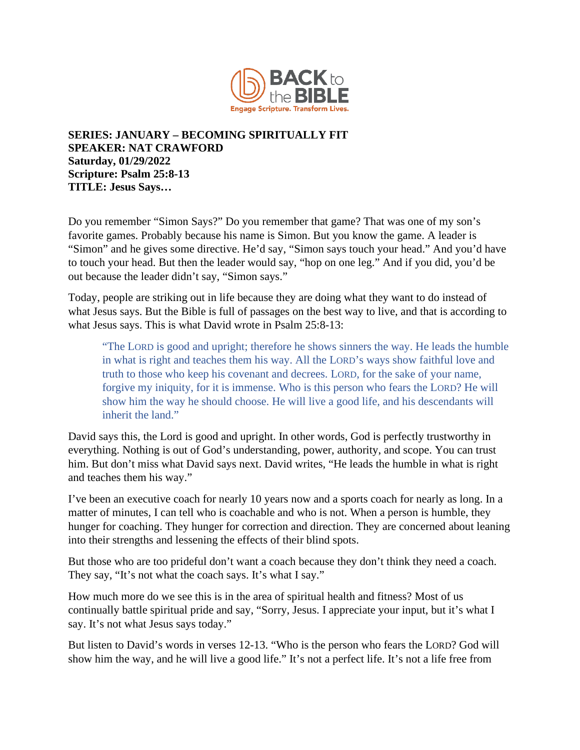**SERIES: JANUARY – BECOMING SPIRITUALLY FIT**
**SPEAKER: NAT CRAWFORD**
**Saturday, 01/29/2022**
**Scripture: Psalm 25:8-13**
**TITLE: Jesus Says…**

Do you remember "Simon Says?" Do you remember that game? That was one of my son's favorite games. Probably because his name is Simon. But you know the game. A leader is "Simon" and he gives some directive. He'd say, "Simon says touch your head." And you'd have to touch your head. But then the leader would say, "hop on one leg." And if you did, you'd be out because the leader didn't say, "Simon says."

Today, people are striking out in life because they are doing what they want to do instead of what Jesus says. But the Bible is full of passages on the best way to live, and that is according to what Jesus says. This is what David wrote in Psalm 25:8-13:

> "The LORD is good and upright; therefore he shows sinners the way. He leads the humble in what is right and teaches them his way. All the LORD's ways show faithful love and truth to those who keep his covenant and decrees. LORD, for the sake of your name, forgive my iniquity, for it is immense. Who is this person who fears the LORD? He will show him the way he should choose. He will live a good life, and his descendants will inherit the land."

David says this, the Lord is good and upright. In other words, God is perfectly trustworthy in everything. Nothing is out of God's understanding, power, authority, and scope. You can trust him. But don't miss what David says next. David writes, "He leads the humble in what is right and teaches them his way."

I've been an executive coach for nearly 10 years now and a sports coach for nearly as long. In a matter of minutes, I can tell who is coachable and who is not. When a person is humble, they hunger for coaching. They hunger for correction and direction. They are concerned about leaning into their strengths and lessening the effects of their blind spots.

But those who are too prideful don't want a coach because they don't think they need a coach. They say, "It's not what the coach says. It's what I say."

How much more do we see this is in the area of spiritual health and fitness? Most of us continually battle spiritual pride and say, "Sorry, Jesus. I appreciate your input, but it's what I say. It's not what Jesus says today."

But listen to David's words in verses 12-13. "Who is the person who fears the LORD? God will show him the way, and he will live a good life." It's not a perfect life. It's not a life free from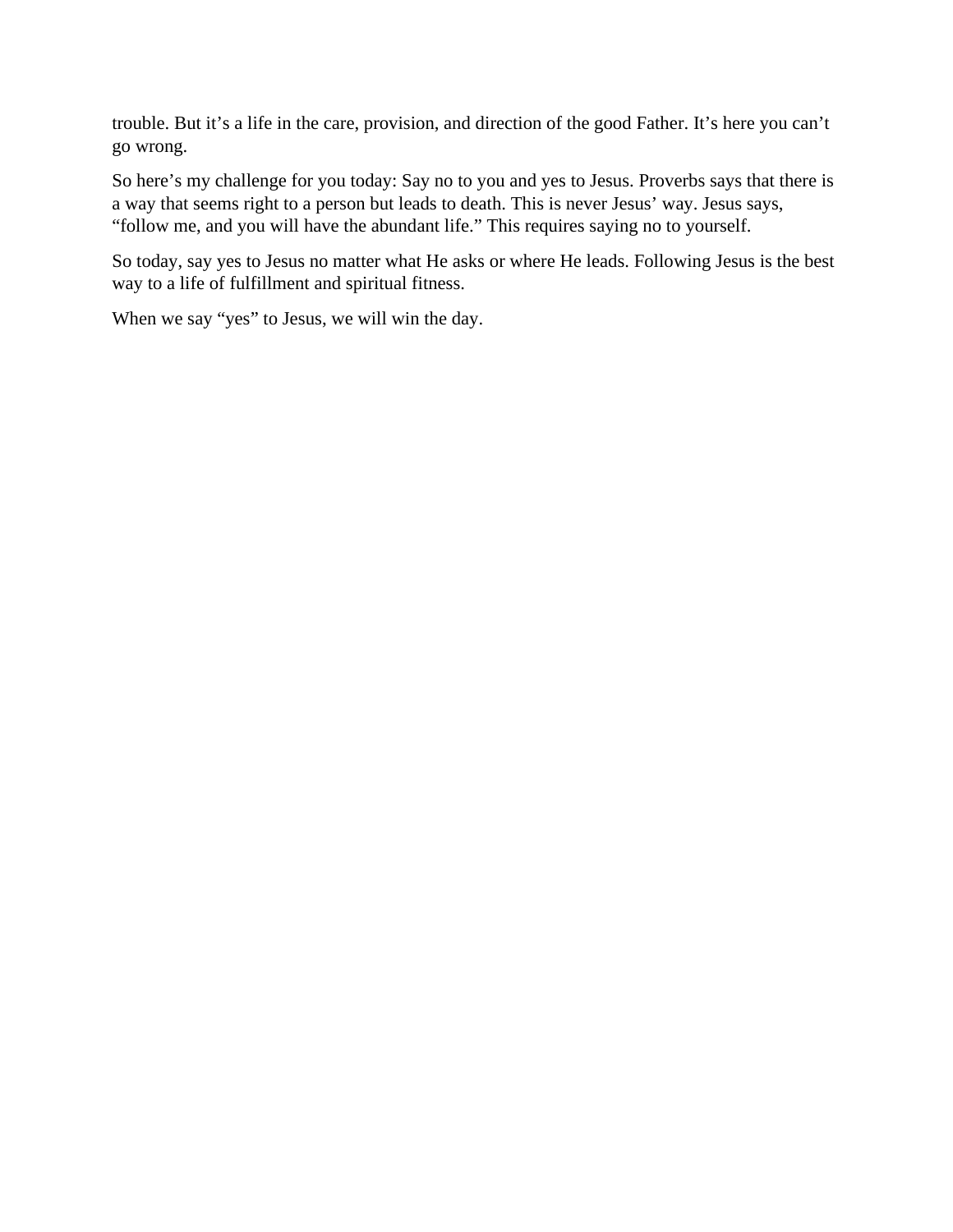trouble. But it's a life in the care, provision, and direction of the good Father. It's here you can't go wrong.

So here's my challenge for you today: Say no to you and yes to Jesus. Proverbs says that there is a way that seems right to a person but leads to death. This is never Jesus' way. Jesus says, "follow me, and you will have the abundant life." This requires saying no to yourself.

So today, say yes to Jesus no matter what He asks or where He leads. Following Jesus is the best way to a life of fulfillment and spiritual fitness.

When we say "yes" to Jesus, we will win the day.